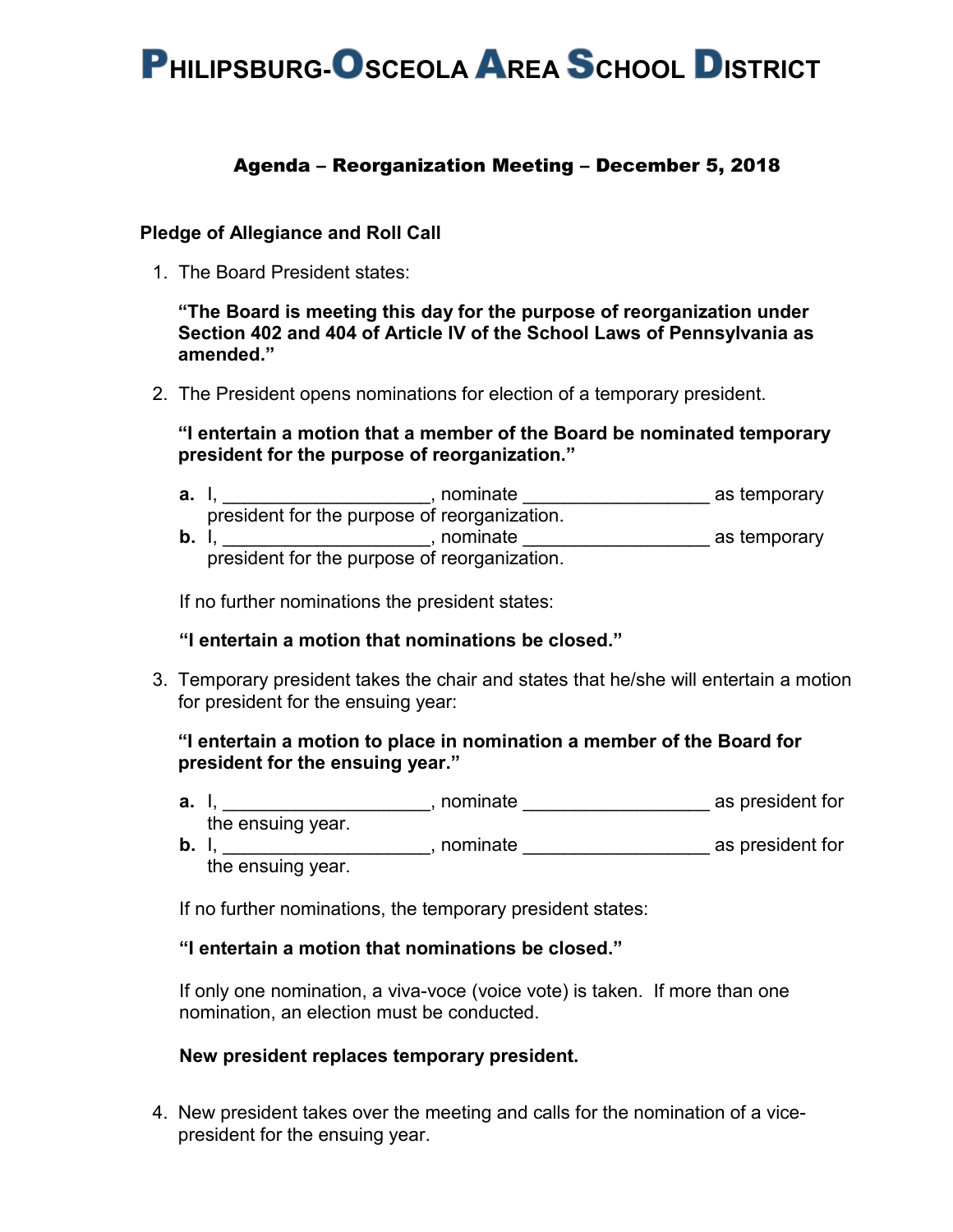# PHILIPSBURG-OSCEOLA AREA SCHOOL DISTRICT

## Agenda – Reorganization Meeting – December 5, 2018

**Pledge of Allegiance and Roll Call**

1. The Board President states:

   **"The Board is meeting this day for the purpose of reorganization under Section 402 and 404 of Article IV of the School Laws of Pennsylvania as amended."**

2. The President opens nominations for election of a temporary president.

   **"I entertain a motion that a member of the Board be nominated temporary president for the purpose of reorganization."**

   **a.** I, ____________________, nominate __________________ as temporary president for the purpose of reorganization.
   **b.** I, ____________________, nominate __________________ as temporary president for the purpose of reorganization.

   If no further nominations the president states:

   **"I entertain a motion that nominations be closed."**

3. Temporary president takes the chair and states that he/she will entertain a motion for president for the ensuing year:

   **"I entertain a motion to place in nomination a member of the Board for president for the ensuing year."**

   **a.** I, ____________________, nominate __________________ as president for the ensuing year.
   **b.** I, ____________________, nominate __________________ as president for the ensuing year.

   If no further nominations, the temporary president states:

   **"I entertain a motion that nominations be closed."**

   If only one nomination, a viva-voce (voice vote) is taken. If more than one nomination, an election must be conducted.

   **New president replaces temporary president.**

4. New president takes over the meeting and calls for the nomination of a vice-president for the ensuing year.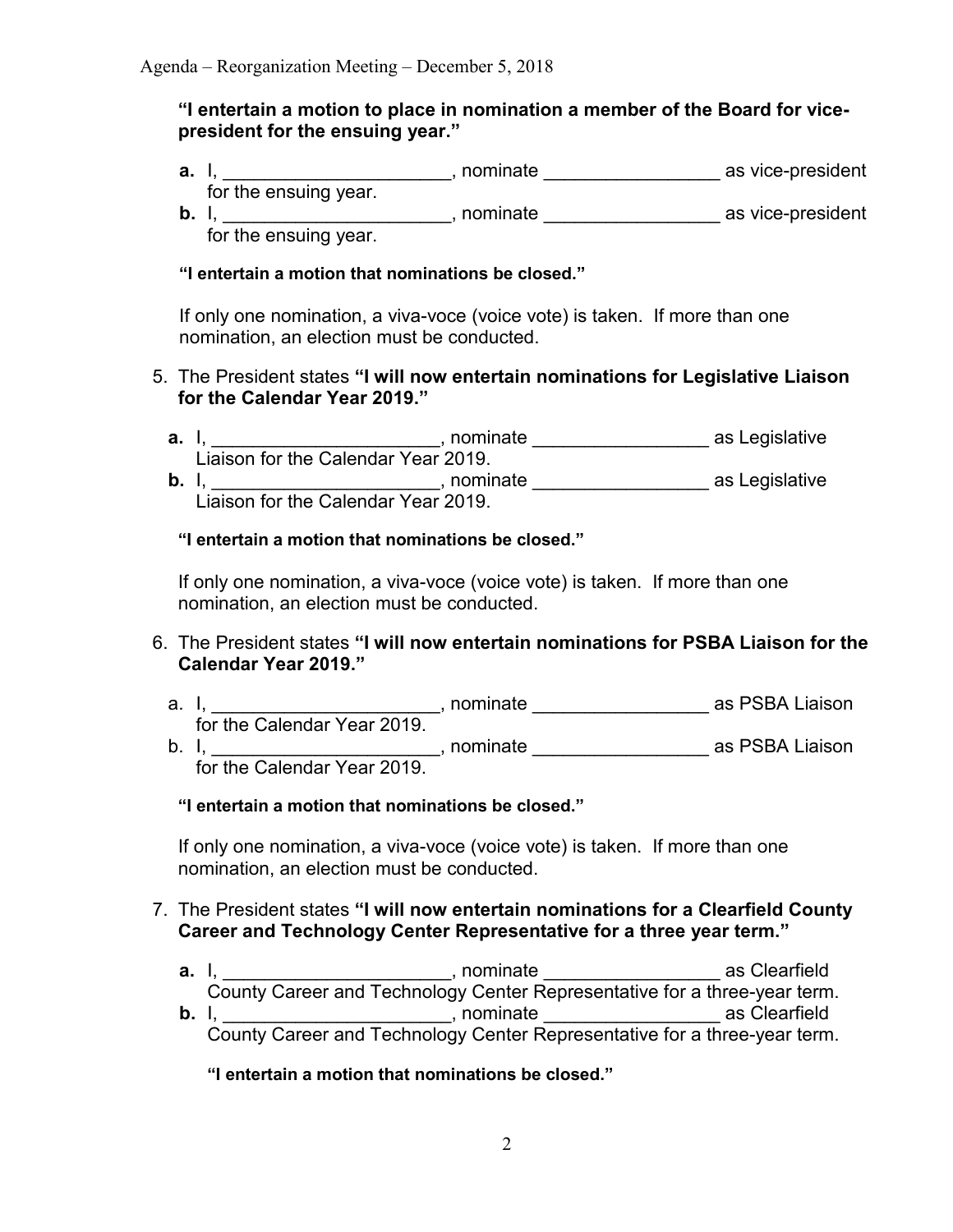**"I entertain a motion to place in nomination a member of the Board for vice-president for the ensuing year."**

**a.** I, ______________________, nominate _________________ as vice-president for the ensuing year.
**b.** I, ______________________, nominate _________________ as vice-president for the ensuing year.

**"I entertain a motion that nominations be closed."**

If only one nomination, a viva-voce (voice vote) is taken. If more than one nomination, an election must be conducted.

5. The President states **"I will now entertain nominations for Legislative Liaison for the Calendar Year 2019."**

   **a.** I, ______________________, nominate _________________ as Legislative Liaison for the Calendar Year 2019.
   **b.** I, ______________________, nominate _________________ as Legislative Liaison for the Calendar Year 2019.

   **"I entertain a motion that nominations be closed."**

   If only one nomination, a viva-voce (voice vote) is taken. If more than one nomination, an election must be conducted.

6. The President states **"I will now entertain nominations for PSBA Liaison for the Calendar Year 2019."**

   a. I, ______________________, nominate _________________ as PSBA Liaison for the Calendar Year 2019.
   b. I, ______________________, nominate _________________ as PSBA Liaison for the Calendar Year 2019.

   **"I entertain a motion that nominations be closed."**

   If only one nomination, a viva-voce (voice vote) is taken. If more than one nomination, an election must be conducted.

7. The President states **"I will now entertain nominations for a Clearfield County Career and Technology Center Representative for a three year term."**

   **a.** I, ______________________, nominate _________________ as Clearfield County Career and Technology Center Representative for a three-year term.
   **b.** I, ______________________, nominate _________________ as Clearfield County Career and Technology Center Representative for a three-year term.

   **"I entertain a motion that nominations be closed."**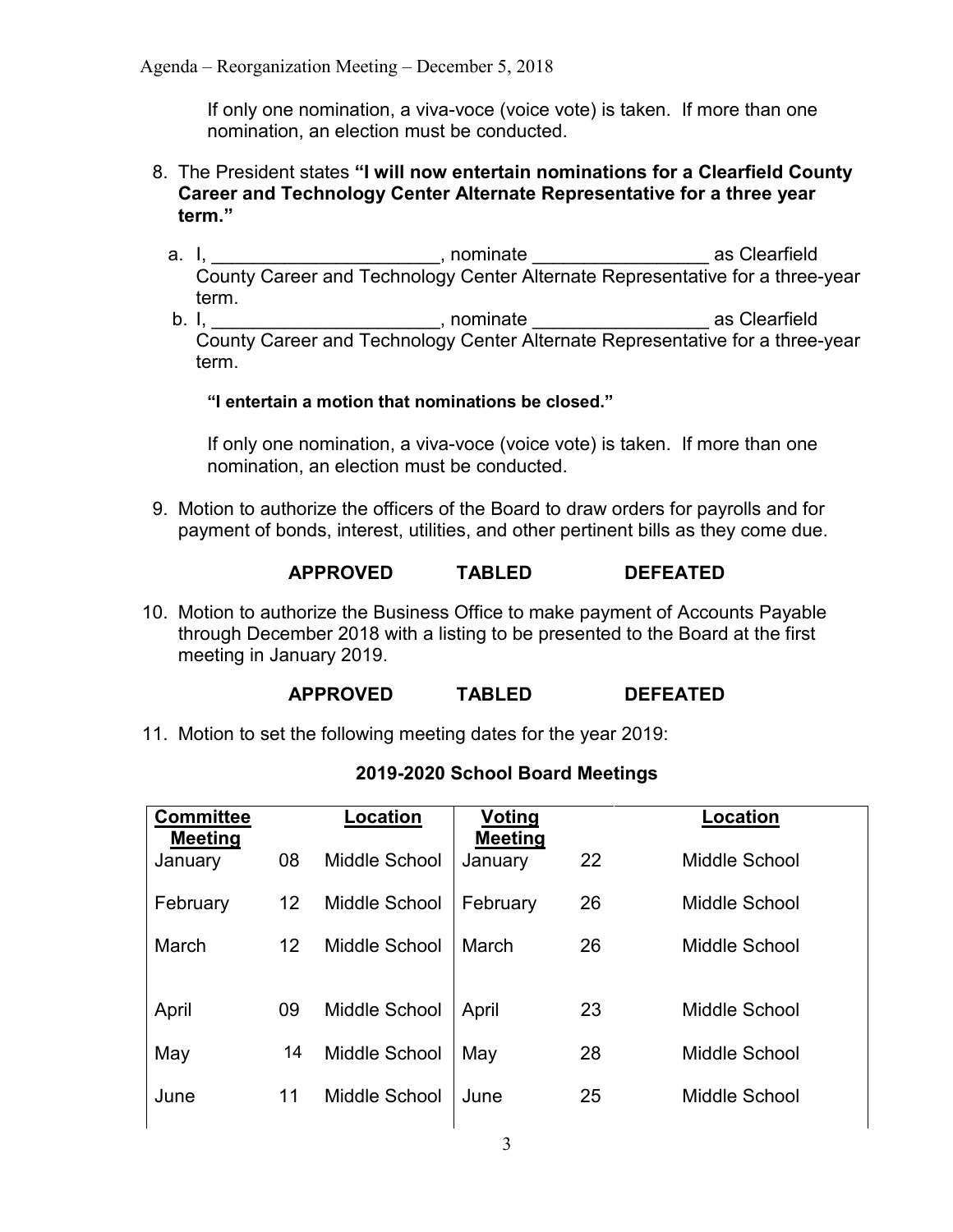If only one nomination, a viva-voce (voice vote) is taken. If more than one nomination, an election must be conducted.

8. The President states **"I will now entertain nominations for a Clearfield County Career and Technology Center Alternate Representative for a three year term."**

   a. I, ______________________, nominate _________________ as Clearfield County Career and Technology Center Alternate Representative for a three-year term.

   b. I, ______________________, nominate _________________ as Clearfield County Career and Technology Center Alternate Representative for a three-year term.

   **"I entertain a motion that nominations be closed."**

   If only one nomination, a viva-voce (voice vote) is taken. If more than one nomination, an election must be conducted.

9. Motion to authorize the officers of the Board to draw orders for payrolls and for payment of bonds, interest, utilities, and other pertinent bills as they come due.

   **APPROVED TABLED DEFEATED**

10. Motion to authorize the Business Office to make payment of Accounts Payable through December 2018 with a listing to be presented to the Board at the first meeting in January 2019.

    **APPROVED TABLED DEFEATED**

11. Motion to set the following meeting dates for the year 2019:

**2019-2020 School Board Meetings**

| Committee Meeting | | Location | Voting Meeting | | Location |
|---|---|---|---|---|---|
| January | 08 | Middle School | January | 22 | Middle School |
| February | 12 | Middle School | February | 26 | Middle School |
| March | 12 | Middle School | March | 26 | Middle School |
| April | 09 | Middle School | April | 23 | Middle School |
| May | 14 | Middle School | May | 28 | Middle School |
| June | 11 | Middle School | June | 25 | Middle School |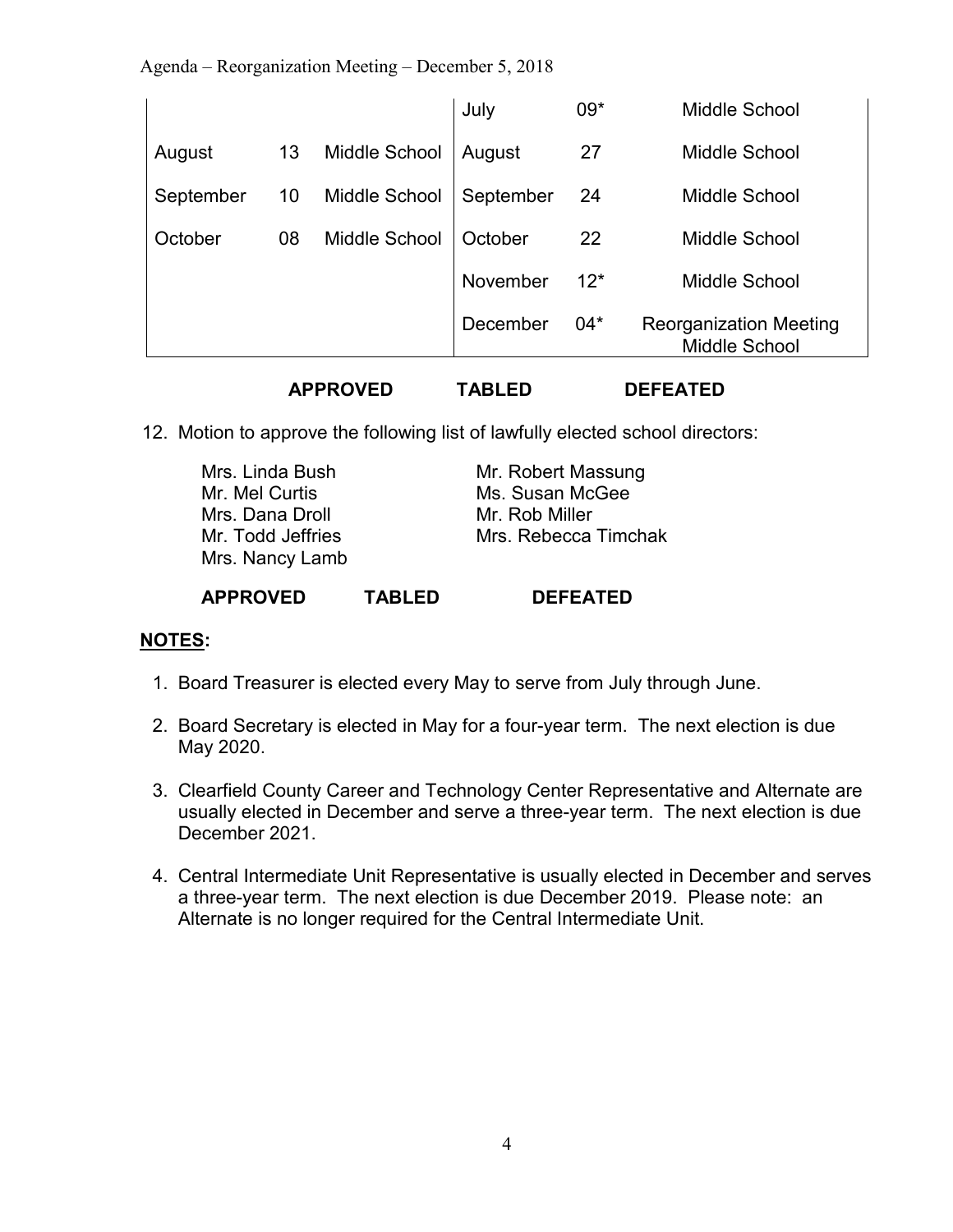| | | | | | |
|---|---|---|---|---|---|
| | | | July | 09* | Middle School |
| August | 13 | Middle School | August | 27 | Middle School |
| September | 10 | Middle School | September | 24 | Middle School |
| October | 08 | Middle School | October | 22 | Middle School |
| | | | November | 12* | Middle School |
| | | | December | 04* | Reorganization Meeting Middle School |

**APPROVED TABLED DEFEATED**

12. Motion to approve the following list of lawfully elected school directors:

    Mrs. Linda Bush
    Mr. Mel Curtis
    Mrs. Dana Droll
    Mr. Todd Jeffries
    Mrs. Nancy Lamb
    Mr. Robert Massung
    Ms. Susan McGee
    Mr. Rob Miller
    Mrs. Rebecca Timchak

    **APPROVED TABLED DEFEATED**

**NOTES:**

1. Board Treasurer is elected every May to serve from July through June.
2. Board Secretary is elected in May for a four-year term. The next election is due May 2020.
3. Clearfield County Career and Technology Center Representative and Alternate are usually elected in December and serve a three-year term. The next election is due December 2021.
4. Central Intermediate Unit Representative is usually elected in December and serves a three-year term. The next election is due December 2019. Please note: an Alternate is no longer required for the Central Intermediate Unit.